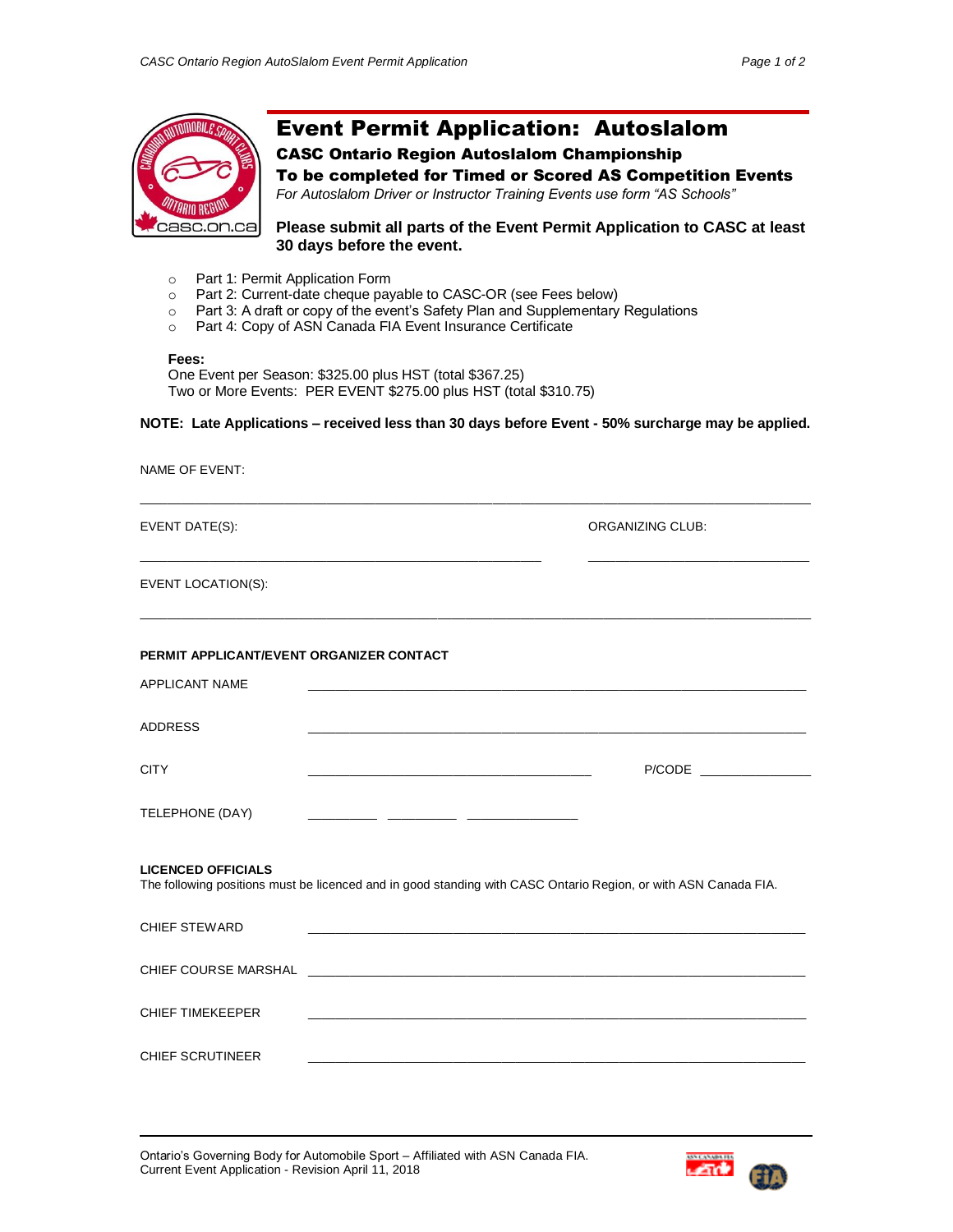# Event Permit Application: Autoslalom

### CASC Ontario Region Autoslalom Championship

### To be completed for Timed or Scored AS Competition Events

*For Autoslalom Driver or Instructor Training Events use form "AS Schools"*

**Please submit all parts of the Event Permit Application to CASC at least 30 days before the event.**

- Part 1: Permit Application Form
- Part 2: Current-date cheque payable to CASC-OR (see Fees below)
- Part 3: A draft or copy of the event's Safety Plan and Supplementary Regulations
- Part 4: Copy of ASN Canada FIA Event Insurance Certificate

**Fees:**
One Event per Season: $325.00 plus HST (total $367.25)
Two or More Events: PER EVENT $275.00 plus HST (total $310.75)

**NOTE: Late Applications – received less than 30 days before Event - 50% surcharge may be applied.**

NAME OF EVENT:

_______________________________________________

EVENT DATE(S): _______________________ ORGANIZING CLUB: _______________________

EVENT LOCATION(S):

_______________________________________________

**PERMIT APPLICANT/EVENT ORGANIZER CONTACT**

APPLICANT NAME _______________________________________________

ADDRESS _______________________________________________

CITY _______________________________ P/CODE _______________

TELEPHONE (DAY) _________ _________ _______________

**LICENCED OFFICIALS**
The following positions must be licenced and in good standing with CASC Ontario Region, or with ASN Canada FIA.

CHIEF STEWARD _______________________________________________

CHIEF COURSE MARSHAL _______________________________________________

CHIEF TIMEKEEPER _______________________________________________

CHIEF SCRUTINEER _______________________________________________

Ontario's Governing Body for Automobile Sport – Affiliated with ASN Canada FIA.
Current Event Application - Revision April 11, 2018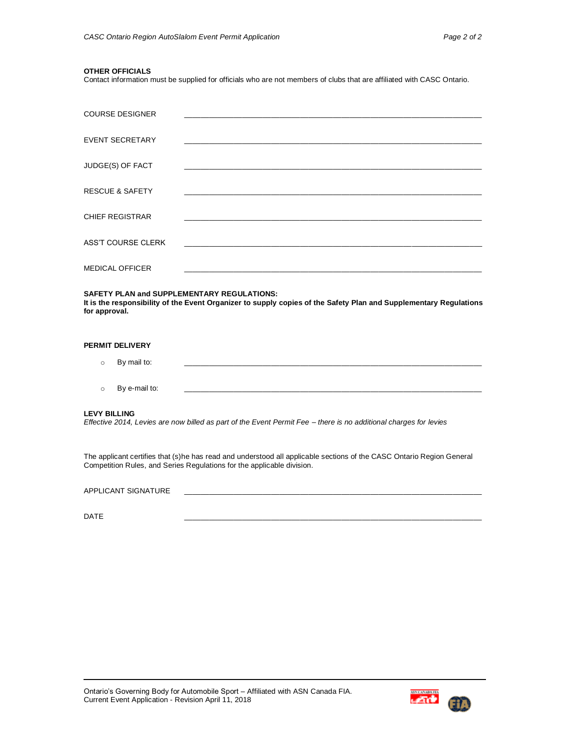**OTHER OFFICIALS**

Contact information must be supplied for officials who are not members of clubs that are affiliated with CASC Ontario.

COURSE DESIGNER ____________________

EVENT SECRETARY ____________________

JUDGE(S) OF FACT ____________________

RESCUE & SAFETY ____________________

CHIEF REGISTRAR ____________________

ASS'T COURSE CLERK ____________________

MEDICAL OFFICER ____________________

**SAFETY PLAN and SUPPLEMENTARY REGULATIONS:**

**It is the responsibility of the Event Organizer to supply copies of the Safety Plan and Supplementary Regulations for approval.**

**PERMIT DELIVERY**

- By mail to: ____________________
- By e-mail to: ____________________

**LEVY BILLING**

*Effective 2014, Levies are now billed as part of the Event Permit Fee – there is no additional charges for levies*

The applicant certifies that (s)he has read and understood all applicable sections of the CASC Ontario Region General Competition Rules, and Series Regulations for the applicable division.

APPLICANT SIGNATURE ____________________

DATE ____________________

Ontario's Governing Body for Automobile Sport – Affiliated with ASN Canada FIA.
Current Event Application - Revision April 11, 2018